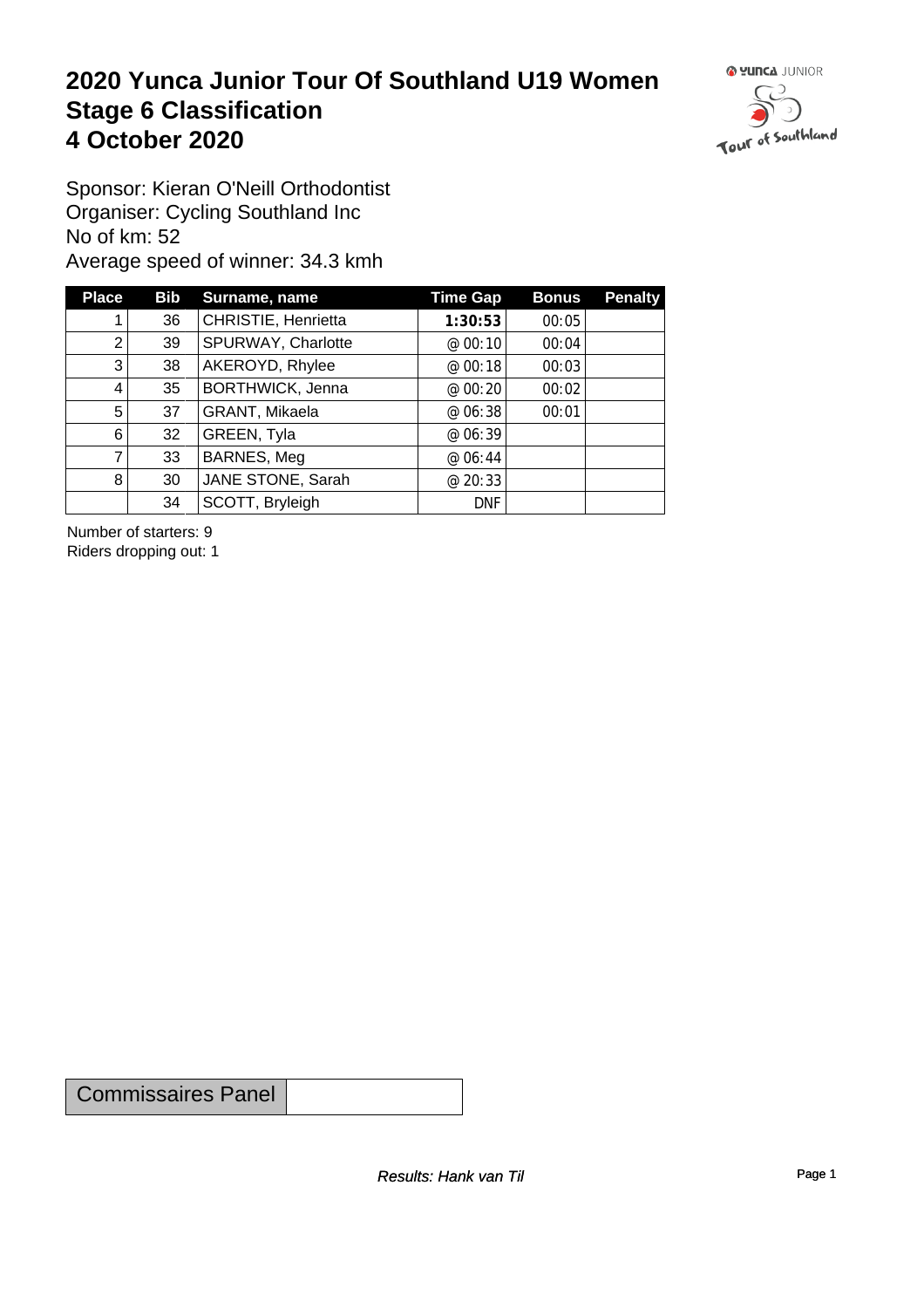# 2020 Yunca Junior Tour Of Southland U19 Women
# Stage 6 Classification
# 4 October 2020

Sponsor: Kieran O'Neill Orthodontist
Organiser: Cycling Southland Inc
No of km: 52
Average speed of winner: 34.3 kmh

| Place | Bib | Surname, name | Time Gap | Bonus | Penalty |
|---|---|---|---|---|---|
| 1 | 36 | CHRISTIE, Henrietta | **1:30:53** | 00:05 | |
| 2 | 39 | SPURWAY, Charlotte | @ 00:10 | 00:04 | |
| 3 | 38 | AKEROYD, Rhylee | @ 00:18 | 00:03 | |
| 4 | 35 | BORTHWICK, Jenna | @ 00:20 | 00:02 | |
| 5 | 37 | GRANT, Mikaela | @ 06:38 | 00:01 | |
| 6 | 32 | GREEN, Tyla | @ 06:39 | | |
| 7 | 33 | BARNES, Meg | @ 06:44 | | |
| 8 | 30 | JANE STONE, Sarah | @ 20:33 | | |
| | 34 | SCOTT, Bryleigh | DNF | | |

Number of starters: 9
Riders dropping out: 1

| Commissaires Panel | |
|---|---|

*Results: Hank van Til*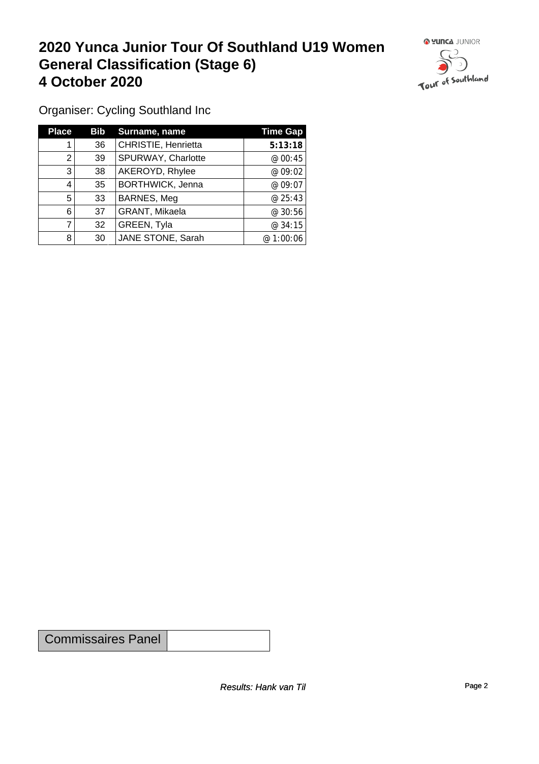# 2020 Yunca Junior Tour Of Southland U19 Women General Classification (Stage 6) 4 October 2020

Organiser: Cycling Southland Inc

| Place | Bib | Surname, name | Time Gap |
|---|---|---|---|
| 1 | 36 | CHRISTIE, Henrietta | **5:13:18** |
| 2 | 39 | SPURWAY, Charlotte | @ 00:45 |
| 3 | 38 | AKEROYD, Rhylee | @ 09:02 |
| 4 | 35 | BORTHWICK, Jenna | @ 09:07 |
| 5 | 33 | BARNES, Meg | @ 25:43 |
| 6 | 37 | GRANT, Mikaela | @ 30:56 |
| 7 | 32 | GREEN, Tyla | @ 34:15 |
| 8 | 30 | JANE STONE, Sarah | @ 1:00:06 |

| Commissaires Panel | |
|---|---|

*Results: Hank van Til*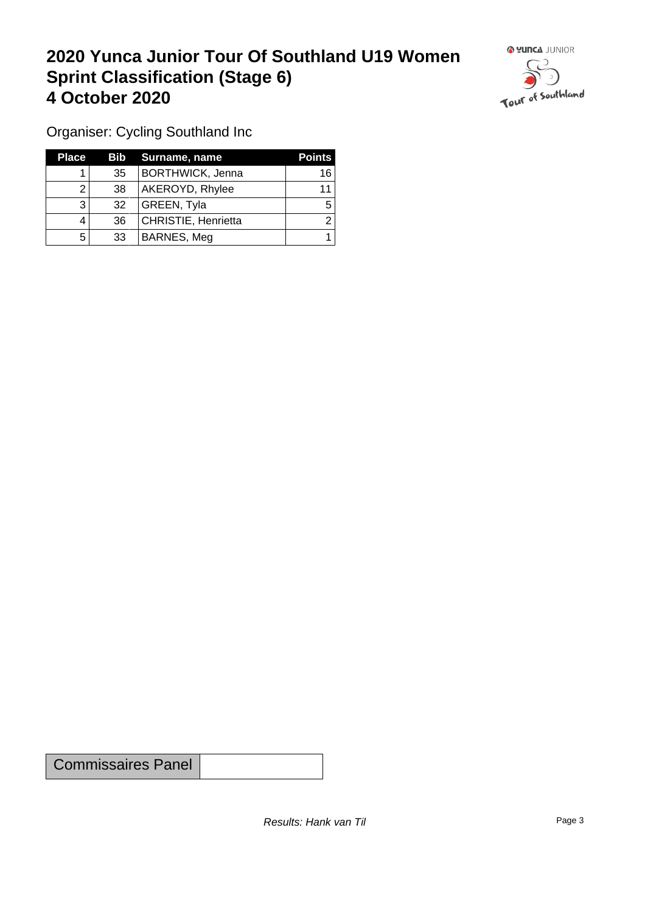# 2020 Yunca Junior Tour Of Southland U19 Women Sprint Classification (Stage 6) 4 October 2020

Organiser: Cycling Southland Inc

| Place | Bib | Surname, name | Points |
|---|---|---|---|
| 1 | 35 | BORTHWICK, Jenna | 16 |
| 2 | 38 | AKEROYD, Rhylee | 11 |
| 3 | 32 | GREEN, Tyla | 5 |
| 4 | 36 | CHRISTIE, Henrietta | 2 |
| 5 | 33 | BARNES, Meg | 1 |

| Commissaires Panel | |
|---|---|

*Results: Hank van Til*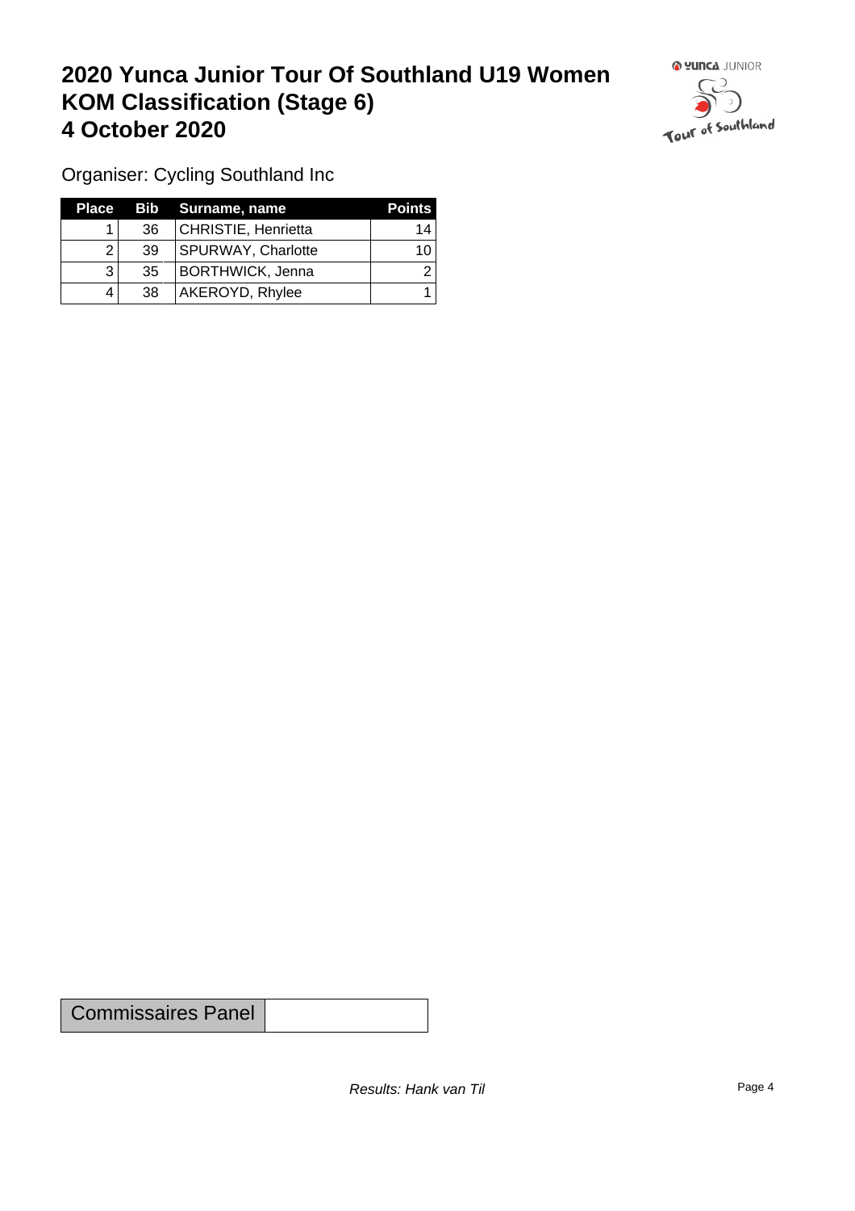# 2020 Yunca Junior Tour Of Southland U19 Women
# KOM Classification (Stage 6)
# 4 October 2020

Organiser: Cycling Southland Inc

| Place | Bib | Surname, name | Points |
|---|---|---|---|
| 1 | 36 | CHRISTIE, Henrietta | 14 |
| 2 | 39 | SPURWAY, Charlotte | 10 |
| 3 | 35 | BORTHWICK, Jenna | 2 |
| 4 | 38 | AKEROYD, Rhylee | 1 |

| Commissaires Panel | |
|---|---|

*Results: Hank van Til*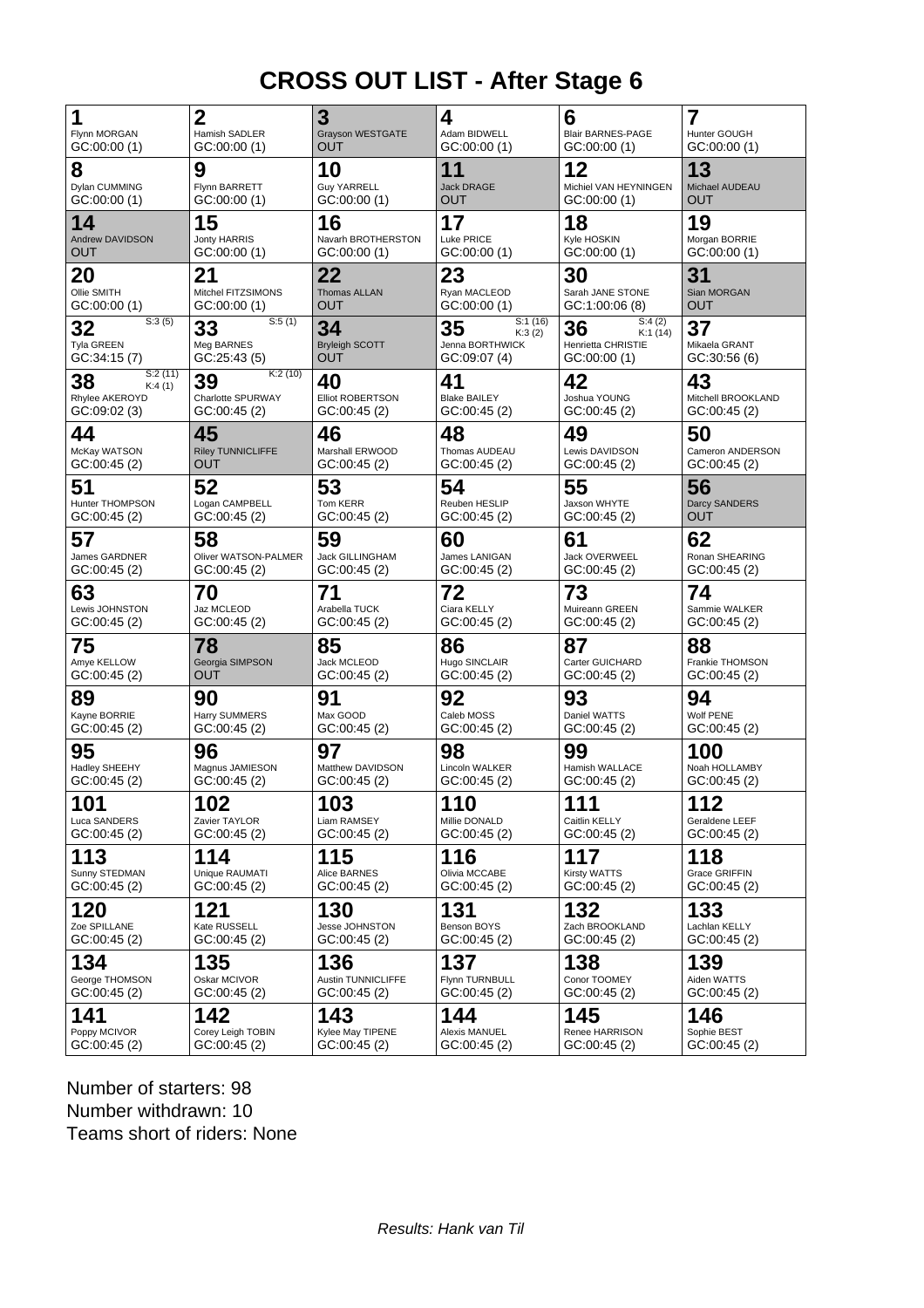# CROSS OUT LIST - After Stage 6

| | | | | | |
|---|---|---|---|---|---|
| **1** Flynn MORGAN GC:00:00 (1) | **2** Hamish SADLER GC:00:00 (1) | **3** Grayson WESTGATE OUT | **4** Adam BIDWELL GC:00:00 (1) | **6** Blair BARNES-PAGE GC:00:00 (1) | **7** Hunter GOUGH GC:00:00 (1) |
| **8** Dylan CUMMING GC:00:00 (1) | **9** Flynn BARRETT GC:00:00 (1) | **10** Guy YARRELL GC:00:00 (1) | **11** Jack DRAGE OUT | **12** Michiel VAN HEYNINGEN GC:00:00 (1) | **13** Michael AUDEAU OUT |
| **14** Andrew DAVIDSON OUT | **15** Jonty HARRIS GC:00:00 (1) | **16** Navarh BROTHERSTON GC:00:00 (1) | **17** Luke PRICE GC:00:00 (1) | **18** Kyle HOSKIN GC:00:00 (1) | **19** Morgan BORRIE GC:00:00 (1) |
| **20** Ollie SMITH GC:00:00 (1) | **21** Mitchel FITZSIMONS GC:00:00 (1) | **22** Thomas ALLAN OUT | **23** Ryan MACLEOD GC:00:00 (1) | **30** Sarah JANE STONE GC:1:00:06 (8) | **31** Sian MORGAN OUT |
| **32** S:3 (5) Tyla GREEN GC:34:15 (7) | **33** S:5 (1) Meg BARNES GC:25:43 (5) | **34** Bryleigh SCOTT OUT | **35** S:1 (16) K:3 (2) Jenna BORTHWICK GC:09:07 (4) | **36** S:4 (2) K:1 (14) Henrietta CHRISTIE GC:00:00 (1) | **37** Mikaela GRANT GC:30:56 (6) |
| **38** S:2 (11) K:4 (1) Rhylee AKEROYD GC:09:02 (3) | **39** K:2 (10) Charlotte SPURWAY GC:00:45 (2) | **40** Elliot ROBERTSON GC:00:45 (2) | **41** Blake BAILEY GC:00:45 (2) | **42** Joshua YOUNG GC:00:45 (2) | **43** Mitchell BROOKLAND GC:00:45 (2) |
| **44** McKay WATSON GC:00:45 (2) | **45** Riley TUNNICLIFFE OUT | **46** Marshall ERWOOD GC:00:45 (2) | **48** Thomas AUDEAU GC:00:45 (2) | **49** Lewis DAVIDSON GC:00:45 (2) | **50** Cameron ANDERSON GC:00:45 (2) |
| **51** Hunter THOMPSON GC:00:45 (2) | **52** Logan CAMPBELL GC:00:45 (2) | **53** Tom KERR GC:00:45 (2) | **54** Reuben HESLIP GC:00:45 (2) | **55** Jaxson WHYTE GC:00:45 (2) | **56** Darcy SANDERS OUT |
| **57** James GARDNER GC:00:45 (2) | **58** Oliver WATSON-PALMER GC:00:45 (2) | **59** Jack GILLINGHAM GC:00:45 (2) | **60** James LANIGAN GC:00:45 (2) | **61** Jack OVERWEEL GC:00:45 (2) | **62** Ronan SHEARING GC:00:45 (2) |
| **63** Lewis JOHNSTON GC:00:45 (2) | **70** Jaz MCLEOD GC:00:45 (2) | **71** Arabella TUCK GC:00:45 (2) | **72** Ciara KELLY GC:00:45 (2) | **73** Muireann GREEN GC:00:45 (2) | **74** Sammie WALKER GC:00:45 (2) |
| **75** Amye KELLOW GC:00:45 (2) | **78** Georgia SIMPSON OUT | **85** Jack MCLEOD GC:00:45 (2) | **86** Hugo SINCLAIR GC:00:45 (2) | **87** Carter GUICHARD GC:00:45 (2) | **88** Frankie THOMSON GC:00:45 (2) |
| **89** Kayne BORRIE GC:00:45 (2) | **90** Harry SUMMERS GC:00:45 (2) | **91** Max GOOD GC:00:45 (2) | **92** Caleb MOSS GC:00:45 (2) | **93** Daniel WATTS GC:00:45 (2) | **94** Wolf PENE GC:00:45 (2) |
| **95** Hadley SHEEHY GC:00:45 (2) | **96** Magnus JAMIESON GC:00:45 (2) | **97** Matthew DAVIDSON GC:00:45 (2) | **98** Lincoln WALKER GC:00:45 (2) | **99** Hamish WALLACE GC:00:45 (2) | **100** Noah HOLLAMBY GC:00:45 (2) |
| **101** Luca SANDERS GC:00:45 (2) | **102** Zavier TAYLOR GC:00:45 (2) | **103** Liam RAMSEY GC:00:45 (2) | **110** Millie DONALD GC:00:45 (2) | **111** Caitlin KELLY GC:00:45 (2) | **112** Geraldene LEEF GC:00:45 (2) |
| **113** Sunny STEDMAN GC:00:45 (2) | **114** Unique RAUMATI GC:00:45 (2) | **115** Alice BARNES GC:00:45 (2) | **116** Olivia MCCABE GC:00:45 (2) | **117** Kirsty WATTS GC:00:45 (2) | **118** Grace GRIFFIN GC:00:45 (2) |
| **120** Zoe SPILLANE GC:00:45 (2) | **121** Kate RUSSELL GC:00:45 (2) | **130** Jesse JOHNSTON GC:00:45 (2) | **131** Benson BOYS GC:00:45 (2) | **132** Zach BROOKLAND GC:00:45 (2) | **133** Lachlan KELLY GC:00:45 (2) |
| **134** George THOMSON GC:00:45 (2) | **135** Oskar MCIVOR GC:00:45 (2) | **136** Austin TUNNICLIFFE GC:00:45 (2) | **137** Flynn TURNBULL GC:00:45 (2) | **138** Conor TOOMEY GC:00:45 (2) | **139** Aiden WATTS GC:00:45 (2) |
| **141** Poppy MCIVOR GC:00:45 (2) | **142** Corey Leigh TOBIN GC:00:45 (2) | **143** Kylee May TIPENE GC:00:45 (2) | **144** Alexis MANUEL GC:00:45 (2) | **145** Renee HARRISON GC:00:45 (2) | **146** Sophie BEST GC:00:45 (2) |

Number of starters: 98
Number withdrawn: 10
Teams short of riders: None

*Results: Hank van Til*